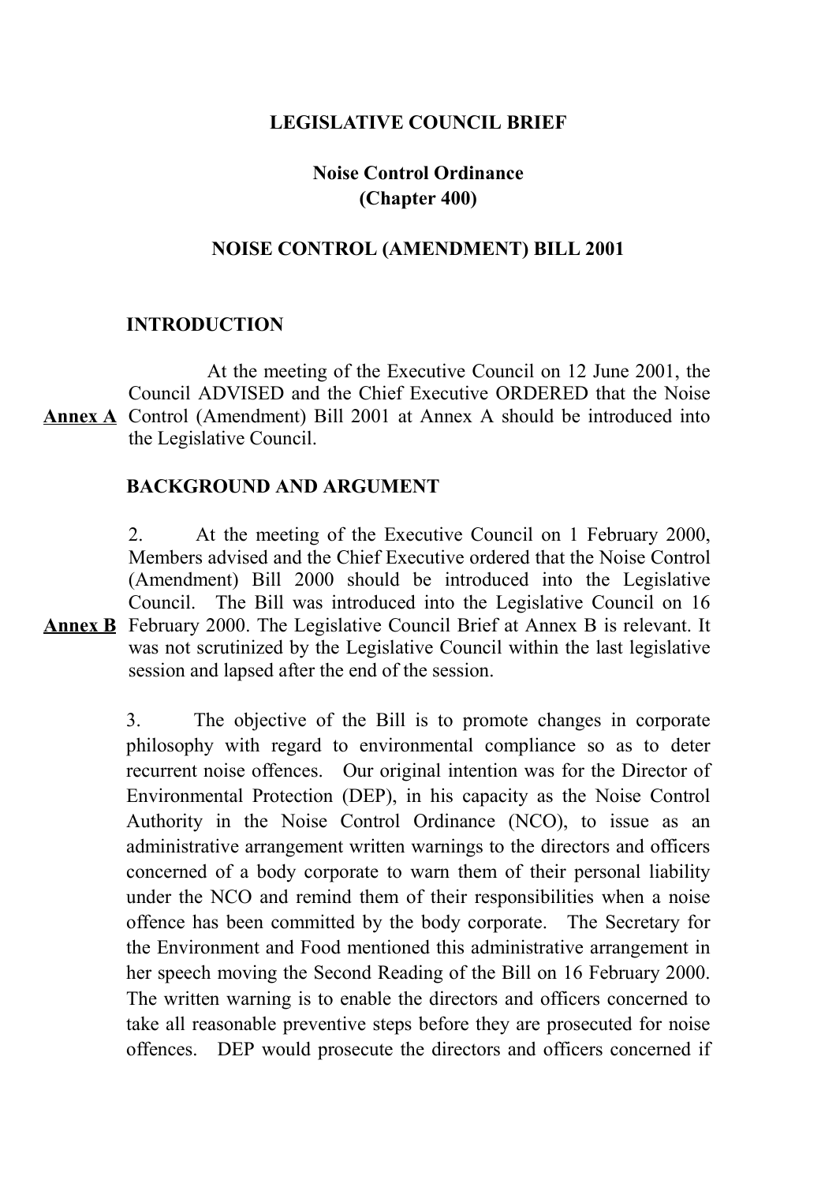# LEGISLATIVE COUNCIL BRIEF

## Noise Control Ordinance
## (Chapter 400)

## NOISE CONTROL (AMENDMENT) BILL 2001

### INTRODUCTION

**Annex A**

At the meeting of the Executive Council on 12 June 2001, the Council ADVISED and the Chief Executive ORDERED that the Noise Control (Amendment) Bill 2001 at Annex A should be introduced into the Legislative Council.

### BACKGROUND AND ARGUMENT

**Annex B**

2. At the meeting of the Executive Council on 1 February 2000, Members advised and the Chief Executive ordered that the Noise Control (Amendment) Bill 2000 should be introduced into the Legislative Council. The Bill was introduced into the Legislative Council on 16 February 2000. The Legislative Council Brief at Annex B is relevant. It was not scrutinized by the Legislative Council within the last legislative session and lapsed after the end of the session.

3. The objective of the Bill is to promote changes in corporate philosophy with regard to environmental compliance so as to deter recurrent noise offences. Our original intention was for the Director of Environmental Protection (DEP), in his capacity as the Noise Control Authority in the Noise Control Ordinance (NCO), to issue as an administrative arrangement written warnings to the directors and officers concerned of a body corporate to warn them of their personal liability under the NCO and remind them of their responsibilities when a noise offence has been committed by the body corporate. The Secretary for the Environment and Food mentioned this administrative arrangement in her speech moving the Second Reading of the Bill on 16 February 2000. The written warning is to enable the directors and officers concerned to take all reasonable preventive steps before they are prosecuted for noise offences. DEP would prosecute the directors and officers concerned if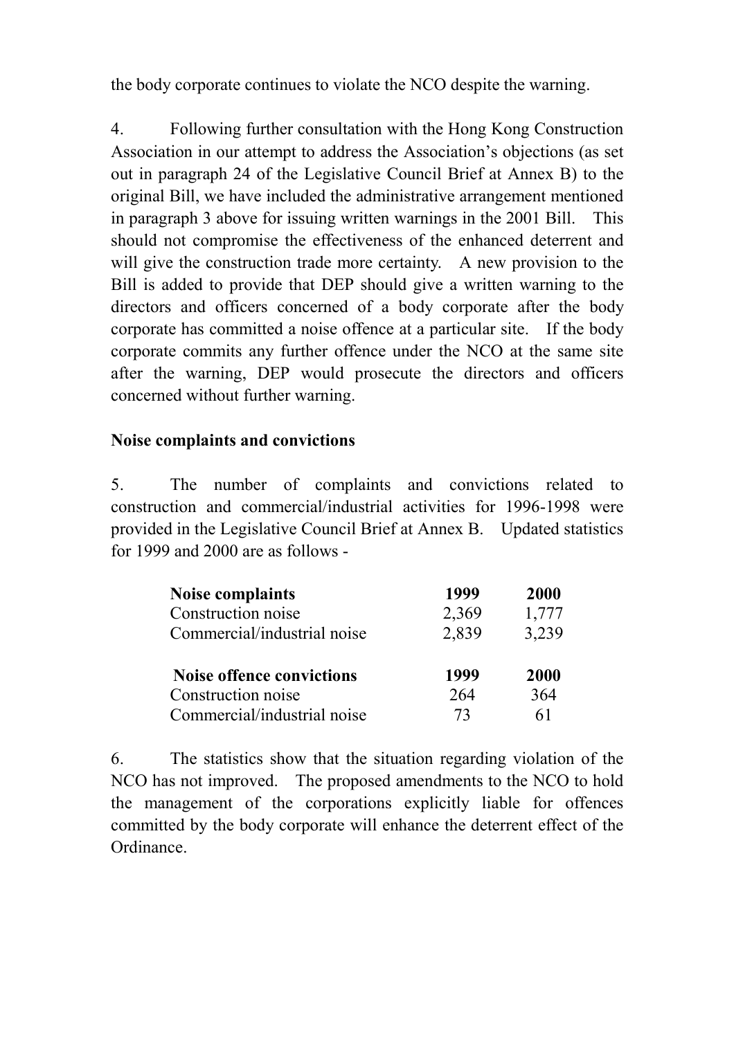the body corporate continues to violate the NCO despite the warning.

4. Following further consultation with the Hong Kong Construction Association in our attempt to address the Association's objections (as set out in paragraph 24 of the Legislative Council Brief at Annex B) to the original Bill, we have included the administrative arrangement mentioned in paragraph 3 above for issuing written warnings in the 2001 Bill. This should not compromise the effectiveness of the enhanced deterrent and will give the construction trade more certainty. A new provision to the Bill is added to provide that DEP should give a written warning to the directors and officers concerned of a body corporate after the body corporate has committed a noise offence at a particular site. If the body corporate commits any further offence under the NCO at the same site after the warning, DEP would prosecute the directors and officers concerned without further warning.

**Noise complaints and convictions**

5. The number of complaints and convictions related to construction and commercial/industrial activities for 1996-1998 were provided in the Legislative Council Brief at Annex B. Updated statistics for 1999 and 2000 are as follows -

| **Noise complaints** | **1999** | **2000** |
|---|---|---|
| Construction noise | 2,369 | 1,777 |
| Commercial/industrial noise | 2,839 | 3,239 |

| **Noise offence convictions** | **1999** | **2000** |
|---|---|---|
| Construction noise | 264 | 364 |
| Commercial/industrial noise | 73 | 61 |

6. The statistics show that the situation regarding violation of the NCO has not improved. The proposed amendments to the NCO to hold the management of the corporations explicitly liable for offences committed by the body corporate will enhance the deterrent effect of the Ordinance.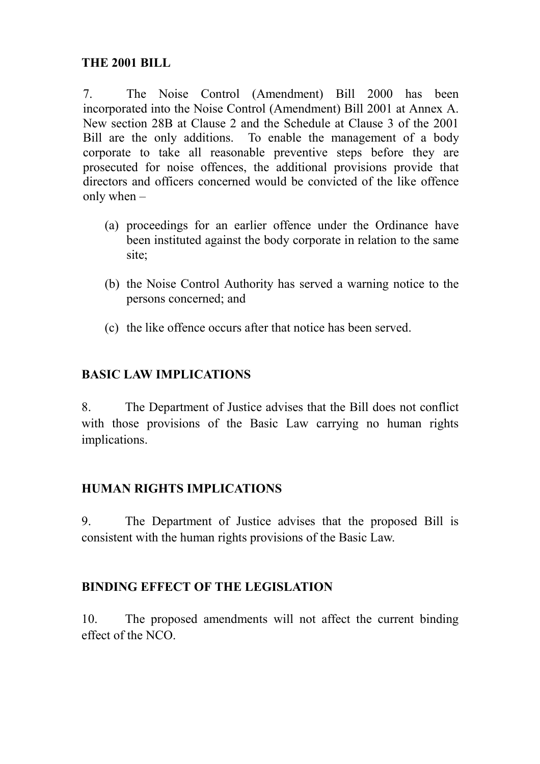## THE 2001 BILL

7. The Noise Control (Amendment) Bill 2000 has been incorporated into the Noise Control (Amendment) Bill 2001 at Annex A. New section 28B at Clause 2 and the Schedule at Clause 3 of the 2001 Bill are the only additions. To enable the management of a body corporate to take all reasonable preventive steps before they are prosecuted for noise offences, the additional provisions provide that directors and officers concerned would be convicted of the like offence only when –

(a) proceedings for an earlier offence under the Ordinance have been instituted against the body corporate in relation to the same site;

(b) the Noise Control Authority has served a warning notice to the persons concerned; and

(c) the like offence occurs after that notice has been served.

## BASIC LAW IMPLICATIONS

8. The Department of Justice advises that the Bill does not conflict with those provisions of the Basic Law carrying no human rights implications.

## HUMAN RIGHTS IMPLICATIONS

9. The Department of Justice advises that the proposed Bill is consistent with the human rights provisions of the Basic Law.

## BINDING EFFECT OF THE LEGISLATION

10. The proposed amendments will not affect the current binding effect of the NCO.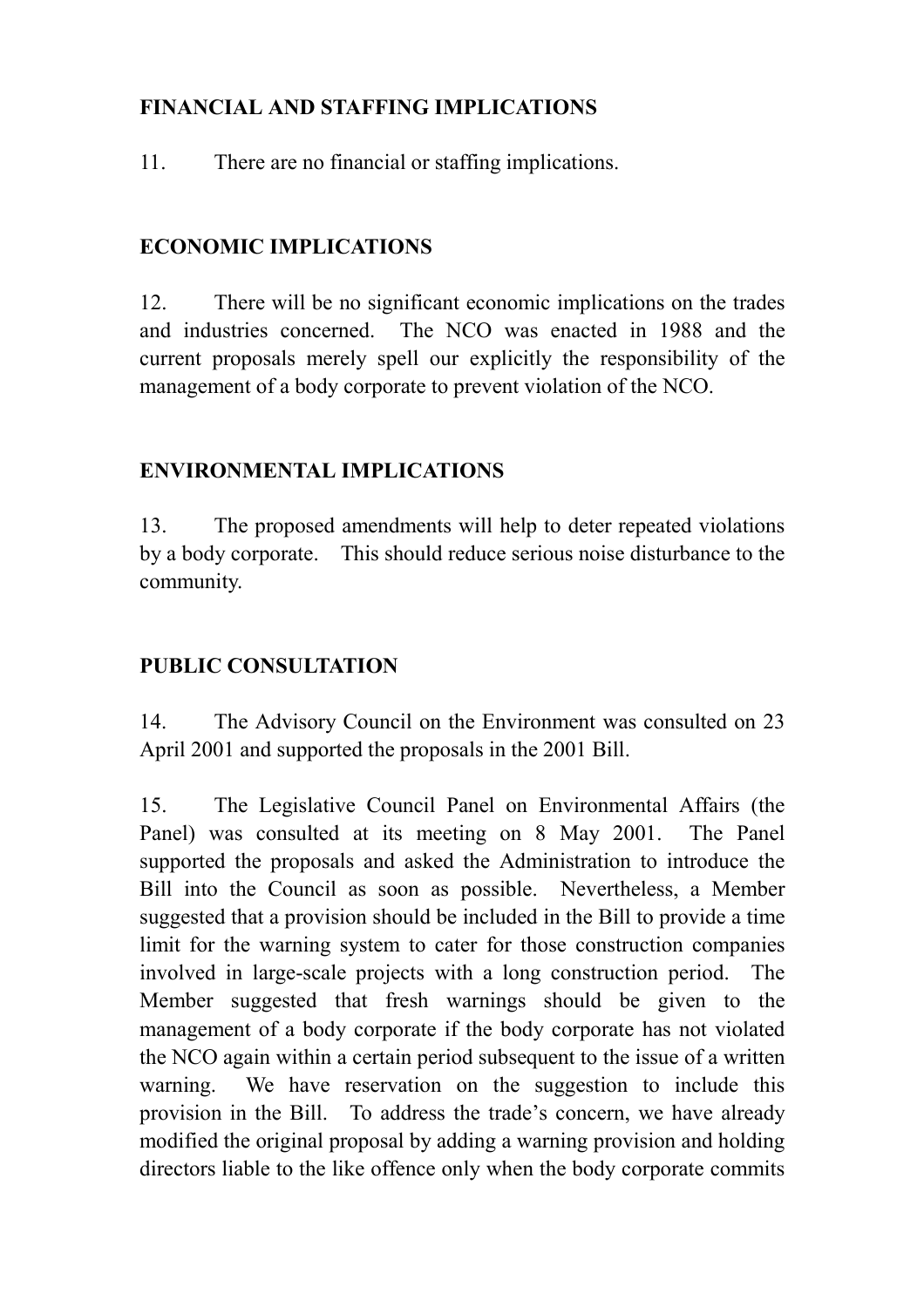## FINANCIAL AND STAFFING IMPLICATIONS

11. There are no financial or staffing implications.

## ECONOMIC IMPLICATIONS

12. There will be no significant economic implications on the trades and industries concerned. The NCO was enacted in 1988 and the current proposals merely spell our explicitly the responsibility of the management of a body corporate to prevent violation of the NCO.

## ENVIRONMENTAL IMPLICATIONS

13. The proposed amendments will help to deter repeated violations by a body corporate. This should reduce serious noise disturbance to the community.

## PUBLIC CONSULTATION

14. The Advisory Council on the Environment was consulted on 23 April 2001 and supported the proposals in the 2001 Bill.

15. The Legislative Council Panel on Environmental Affairs (the Panel) was consulted at its meeting on 8 May 2001. The Panel supported the proposals and asked the Administration to introduce the Bill into the Council as soon as possible. Nevertheless, a Member suggested that a provision should be included in the Bill to provide a time limit for the warning system to cater for those construction companies involved in large-scale projects with a long construction period. The Member suggested that fresh warnings should be given to the management of a body corporate if the body corporate has not violated the NCO again within a certain period subsequent to the issue of a written warning. We have reservation on the suggestion to include this provision in the Bill. To address the trade's concern, we have already modified the original proposal by adding a warning provision and holding directors liable to the like offence only when the body corporate commits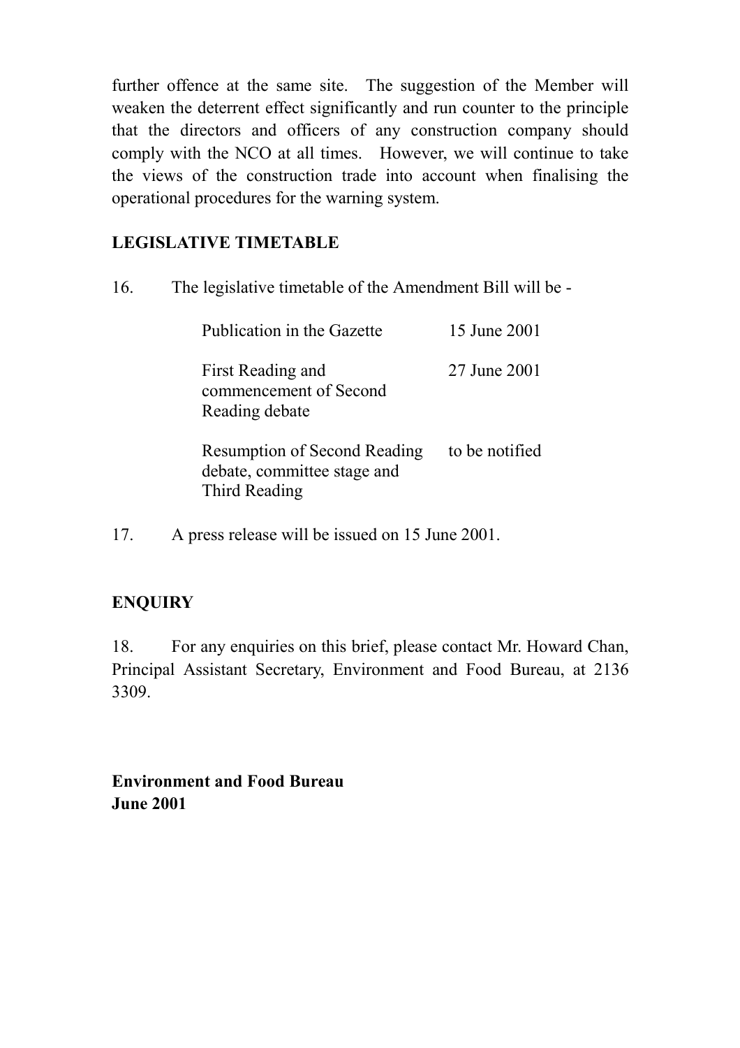further offence at the same site. The suggestion of the Member will weaken the deterrent effect significantly and run counter to the principle that the directors and officers of any construction company should comply with the NCO at all times. However, we will continue to take the views of the construction trade into account when finalising the operational procedures for the warning system.

**LEGISLATIVE TIMETABLE**

16. The legislative timetable of the Amendment Bill will be -

| | |
|---|---|
| Publication in the Gazette | 15 June 2001 |
| First Reading and commencement of Second Reading debate | 27 June 2001 |
| Resumption of Second Reading debate, committee stage and Third Reading | to be notified |

17. A press release will be issued on 15 June 2001.

**ENQUIRY**

18. For any enquiries on this brief, please contact Mr. Howard Chan, Principal Assistant Secretary, Environment and Food Bureau, at 2136 3309.

**Environment and Food Bureau**
**June 2001**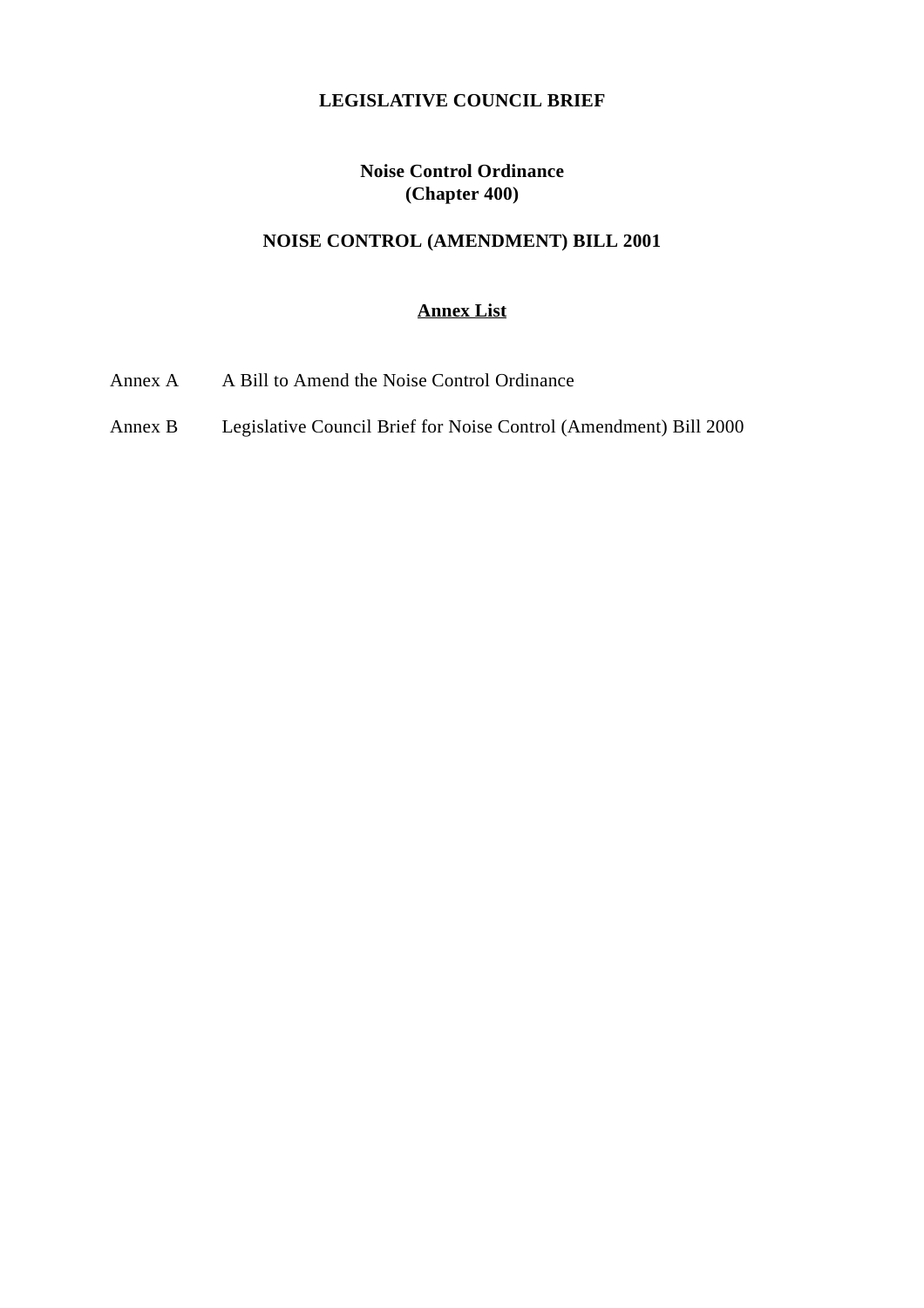**LEGISLATIVE COUNCIL BRIEF**

**Noise Control Ordinance**
**(Chapter 400)**

**NOISE CONTROL (AMENDMENT) BILL 2001**

**Annex List**

| | |
|---|---|
| Annex A | A Bill to Amend the Noise Control Ordinance |
| Annex B | Legislative Council Brief for Noise Control (Amendment) Bill 2000 |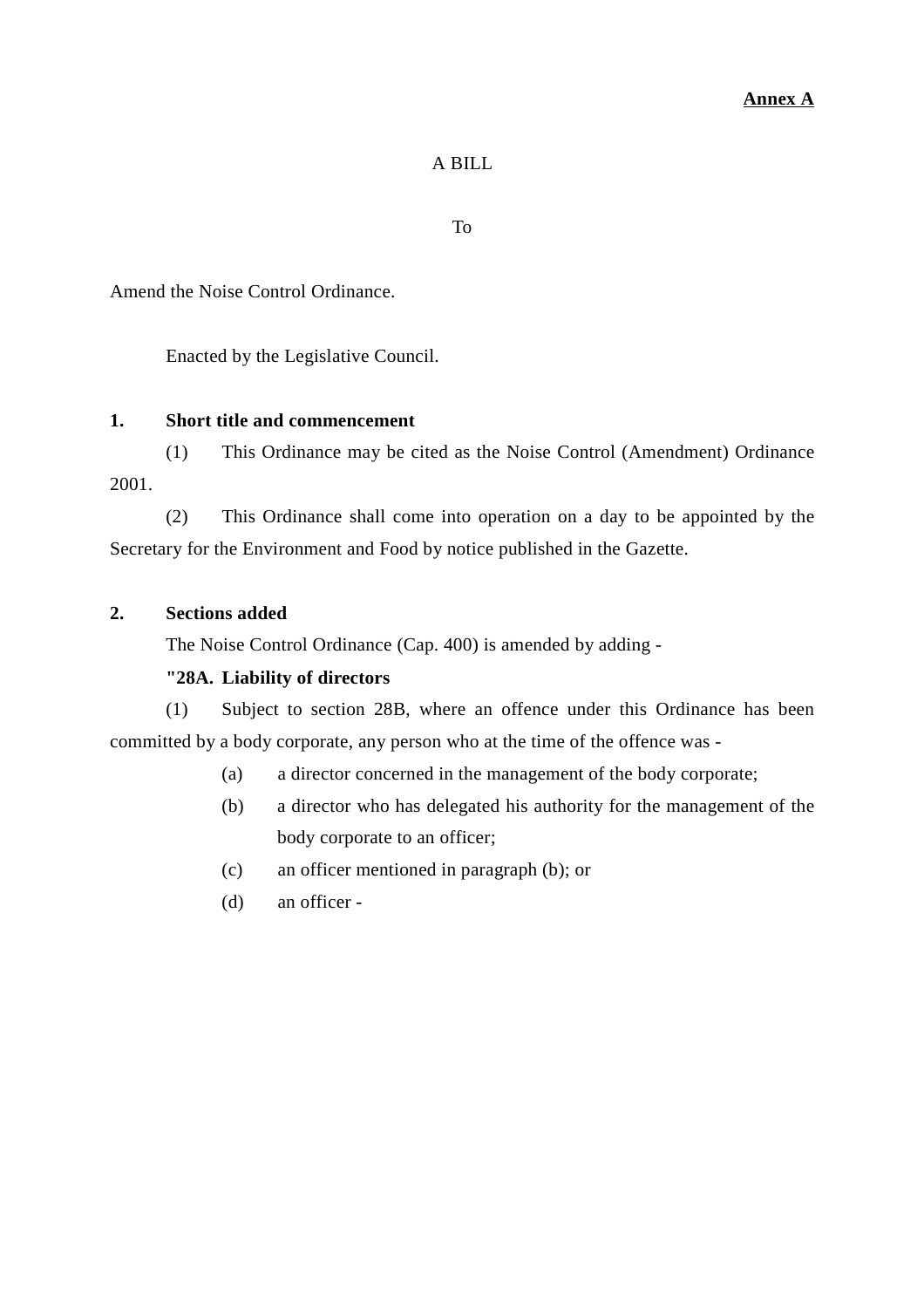**Annex A**

A BILL

To

Amend the Noise Control Ordinance.

Enacted by the Legislative Council.

**1. Short title and commencement**

(1) This Ordinance may be cited as the Noise Control (Amendment) Ordinance 2001.

(2) This Ordinance shall come into operation on a day to be appointed by the Secretary for the Environment and Food by notice published in the Gazette.

**2. Sections added**

The Noise Control Ordinance (Cap. 400) is amended by adding -

**"28A. Liability of directors**

(1) Subject to section 28B, where an offence under this Ordinance has been committed by a body corporate, any person who at the time of the offence was -

(a) a director concerned in the management of the body corporate;

(b) a director who has delegated his authority for the management of the body corporate to an officer;

(c) an officer mentioned in paragraph (b); or

(d) an officer -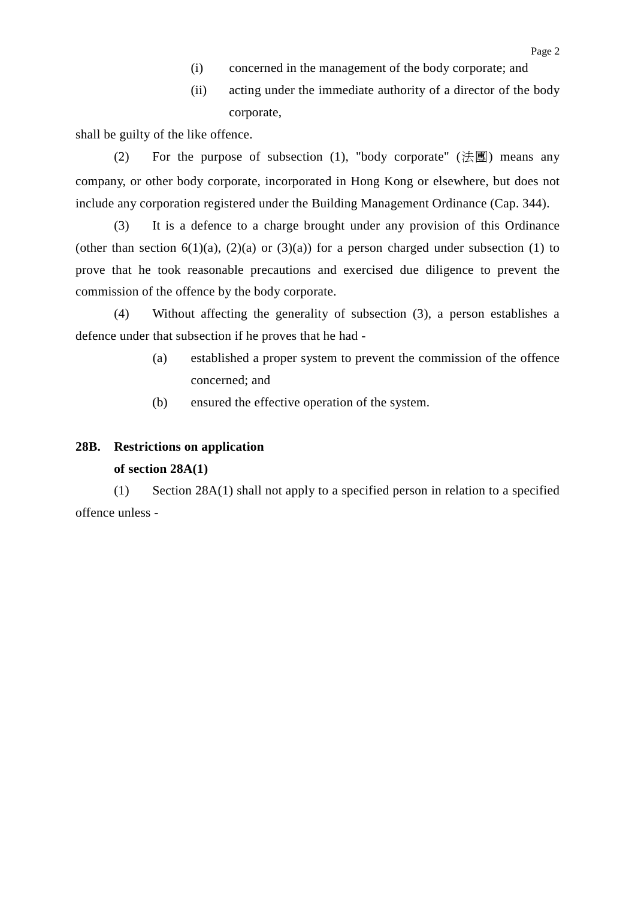(i) concerned in the management of the body corporate; and

(ii) acting under the immediate authority of a director of the body corporate,

shall be guilty of the like offence.

(2) For the purpose of subsection (1), "body corporate" (法團) means any company, or other body corporate, incorporated in Hong Kong or elsewhere, but does not include any corporation registered under the Building Management Ordinance (Cap. 344).

(3) It is a defence to a charge brought under any provision of this Ordinance (other than section 6(1)(a), (2)(a) or (3)(a)) for a person charged under subsection (1) to prove that he took reasonable precautions and exercised due diligence to prevent the commission of the offence by the body corporate.

(4) Without affecting the generality of subsection (3), a person establishes a defence under that subsection if he proves that he had -

(a) established a proper system to prevent the commission of the offence concerned; and

(b) ensured the effective operation of the system.

**28B. Restrictions on application of section 28A(1)**

(1) Section 28A(1) shall not apply to a specified person in relation to a specified offence unless -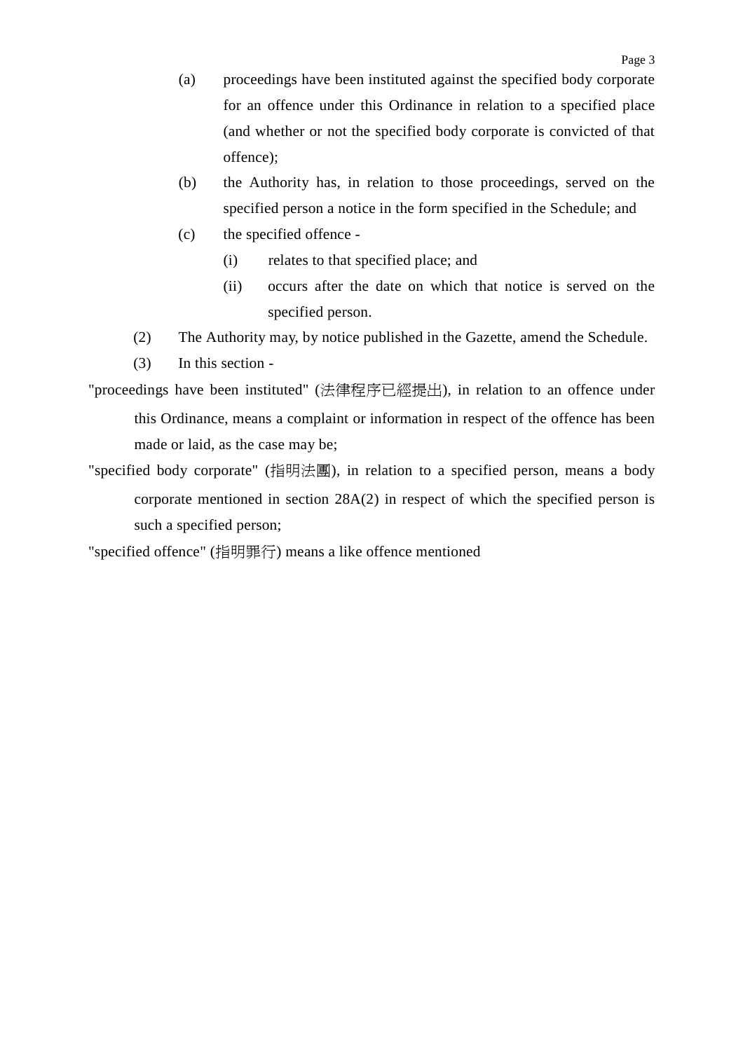(a) proceedings have been instituted against the specified body corporate for an offence under this Ordinance in relation to a specified place (and whether or not the specified body corporate is convicted of that offence);

(b) the Authority has, in relation to those proceedings, served on the specified person a notice in the form specified in the Schedule; and

(c) the specified offence -

 (i) relates to that specified place; and

 (ii) occurs after the date on which that notice is served on the specified person.

(2) The Authority may, by notice published in the Gazette, amend the Schedule.

(3) In this section -

"proceedings have been instituted" (法律程序已經提出), in relation to an offence under this Ordinance, means a complaint or information in respect of the offence has been made or laid, as the case may be;

"specified body corporate" (指明法團), in relation to a specified person, means a body corporate mentioned in section 28A(2) in respect of which the specified person is such a specified person;

"specified offence" (指明罪行) means a like offence mentioned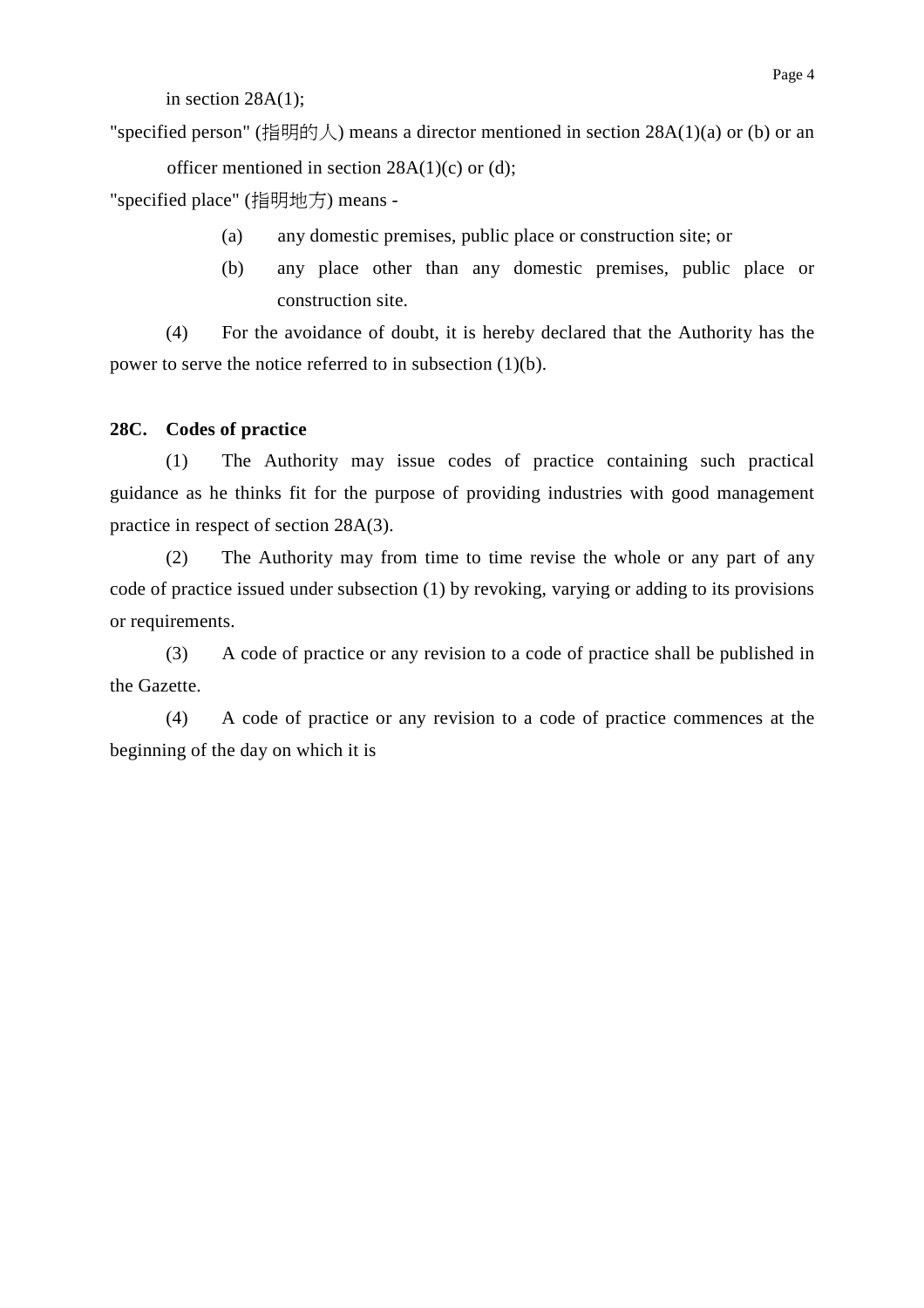in section 28A(1);

"specified person" (指明的人) means a director mentioned in section 28A(1)(a) or (b) or an officer mentioned in section 28A(1)(c) or (d);

"specified place" (指明地方) means -

(a) any domestic premises, public place or construction site; or

(b) any place other than any domestic premises, public place or construction site.

(4) For the avoidance of doubt, it is hereby declared that the Authority has the power to serve the notice referred to in subsection (1)(b).

**28C. Codes of practice**

(1) The Authority may issue codes of practice containing such practical guidance as he thinks fit for the purpose of providing industries with good management practice in respect of section 28A(3).

(2) The Authority may from time to time revise the whole or any part of any code of practice issued under subsection (1) by revoking, varying or adding to its provisions or requirements.

(3) A code of practice or any revision to a code of practice shall be published in the Gazette.

(4) A code of practice or any revision to a code of practice commences at the beginning of the day on which it is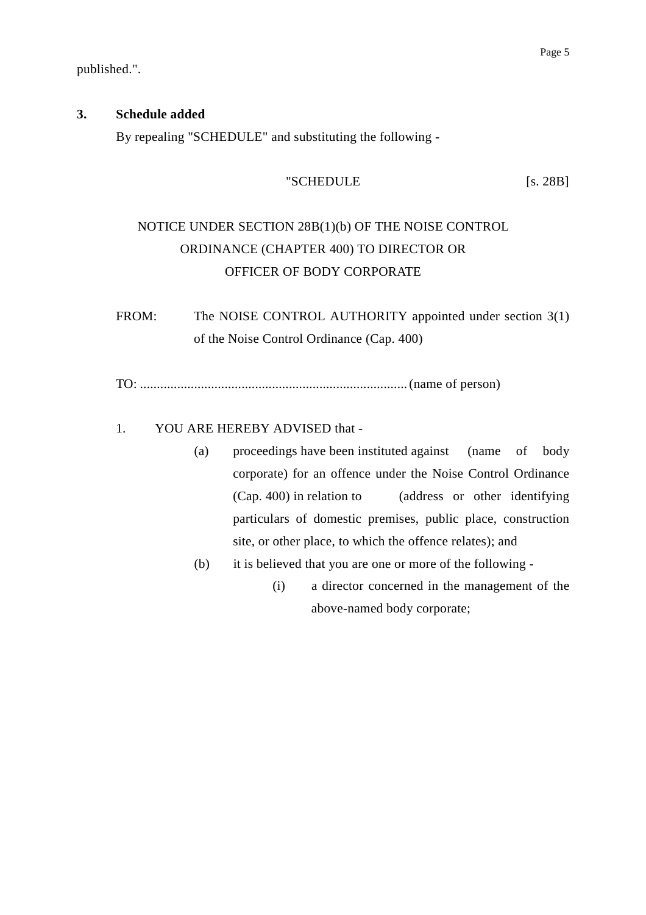published.".

**3. Schedule added**

By repealing "SCHEDULE" and substituting the following -

"SCHEDULE [s. 28B]

NOTICE UNDER SECTION 28B(1)(b) OF THE NOISE CONTROL ORDINANCE (CHAPTER 400) TO DIRECTOR OR OFFICER OF BODY CORPORATE

FROM: The NOISE CONTROL AUTHORITY appointed under section 3(1) of the Noise Control Ordinance (Cap. 400)

TO: ............................................................................... (name of person)

1. YOU ARE HEREBY ADVISED that -

   (a) proceedings have been instituted against (name of body corporate) for an offence under the Noise Control Ordinance (Cap. 400) in relation to (address or other identifying particulars of domestic premises, public place, construction site, or other place, to which the offence relates); and

   (b) it is believed that you are one or more of the following -

      (i) a director concerned in the management of the above-named body corporate;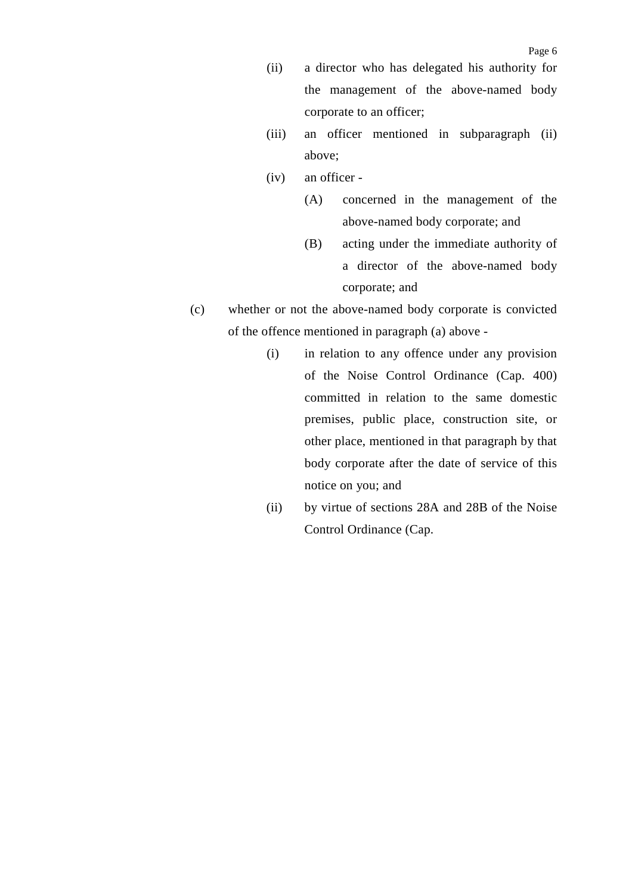(ii) a director who has delegated his authority for the management of the above-named body corporate to an officer;

(iii) an officer mentioned in subparagraph (ii) above;

(iv) an officer -

(A) concerned in the management of the above-named body corporate; and

(B) acting under the immediate authority of a director of the above-named body corporate; and

(c) whether or not the above-named body corporate is convicted of the offence mentioned in paragraph (a) above -

(i) in relation to any offence under any provision of the Noise Control Ordinance (Cap. 400) committed in relation to the same domestic premises, public place, construction site, or other place, mentioned in that paragraph by that body corporate after the date of service of this notice on you; and

(ii) by virtue of sections 28A and 28B of the Noise Control Ordinance (Cap.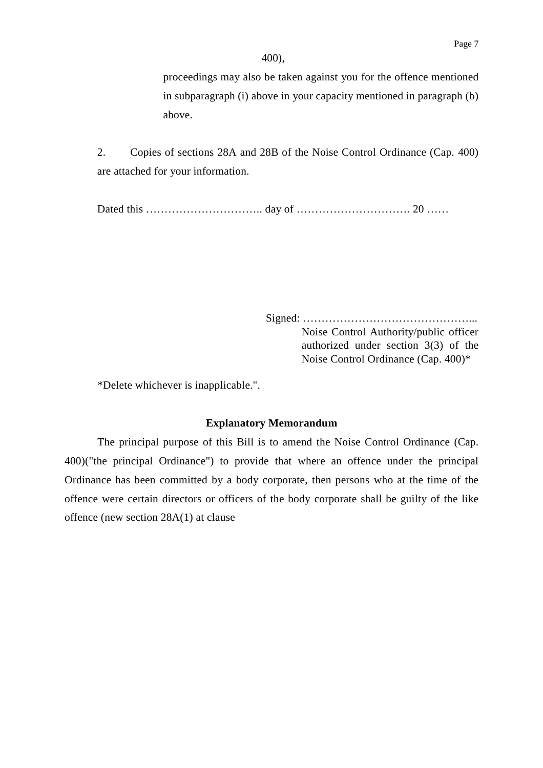400),

proceedings may also be taken against you for the offence mentioned in subparagraph (i) above in your capacity mentioned in paragraph (b) above.

2. Copies of sections 28A and 28B of the Noise Control Ordinance (Cap. 400) are attached for your information.

Dated this ………………………….. day of …………………………. 20 ……

Signed: ………………………………………...
Noise Control Authority/public officer authorized under section 3(3) of the Noise Control Ordinance (Cap. 400)*

*Delete whichever is inapplicable.".

**Explanatory Memorandum**

The principal purpose of this Bill is to amend the Noise Control Ordinance (Cap. 400)("the principal Ordinance") to provide that where an offence under the principal Ordinance has been committed by a body corporate, then persons who at the time of the offence were certain directors or officers of the body corporate shall be guilty of the like offence (new section 28A(1) at clause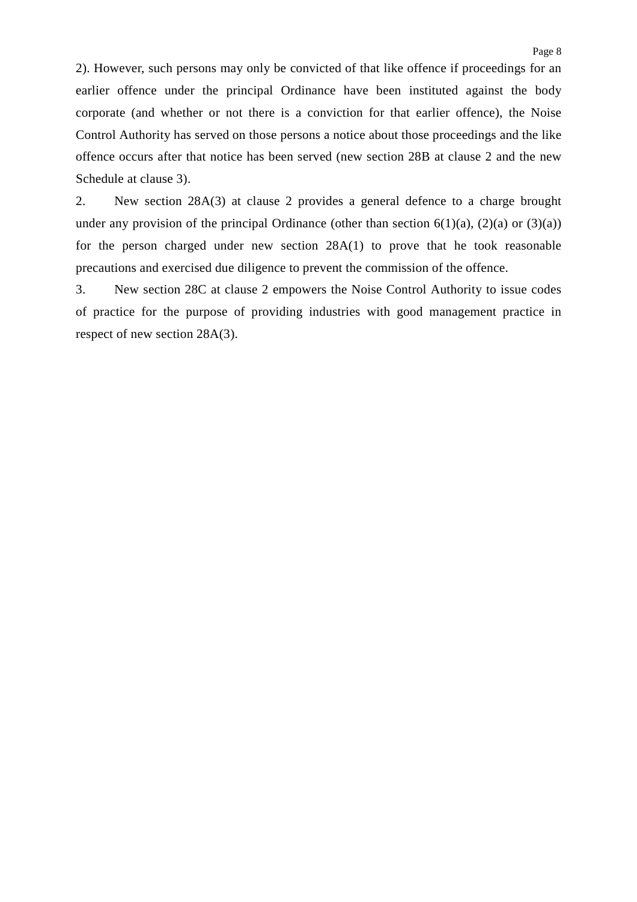2). However, such persons may only be convicted of that like offence if proceedings for an earlier offence under the principal Ordinance have been instituted against the body corporate (and whether or not there is a conviction for that earlier offence), the Noise Control Authority has served on those persons a notice about those proceedings and the like offence occurs after that notice has been served (new section 28B at clause 2 and the new Schedule at clause 3).

2. New section 28A(3) at clause 2 provides a general defence to a charge brought under any provision of the principal Ordinance (other than section 6(1)(a), (2)(a) or (3)(a)) for the person charged under new section 28A(1) to prove that he took reasonable precautions and exercised due diligence to prevent the commission of the offence.

3. New section 28C at clause 2 empowers the Noise Control Authority to issue codes of practice for the purpose of providing industries with good management practice in respect of new section 28A(3).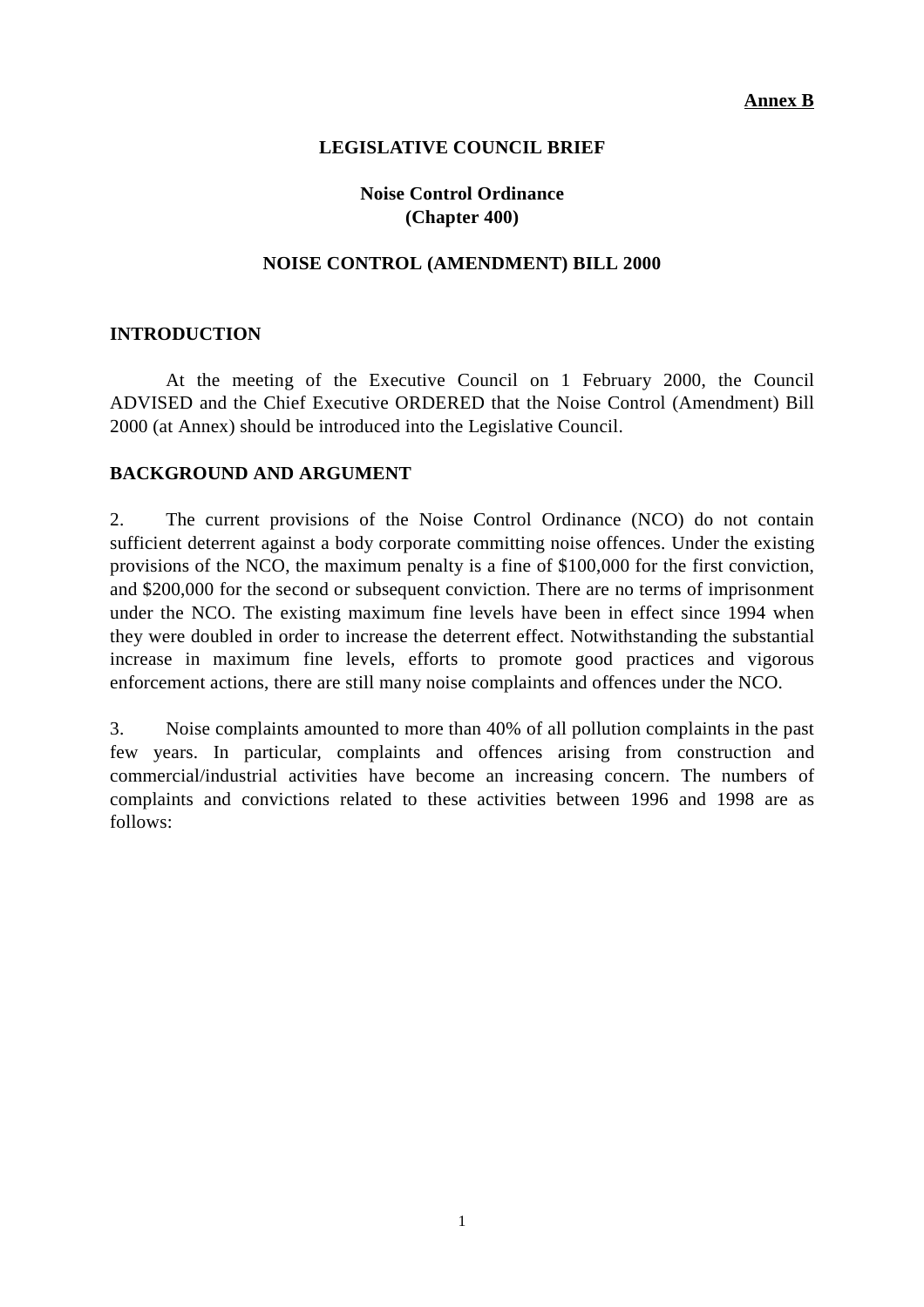**Annex B**

# LEGISLATIVE COUNCIL BRIEF

## Noise Control Ordinance (Chapter 400)

## NOISE CONTROL (AMENDMENT) BILL 2000

### INTRODUCTION

At the meeting of the Executive Council on 1 February 2000, the Council ADVISED and the Chief Executive ORDERED that the Noise Control (Amendment) Bill 2000 (at Annex) should be introduced into the Legislative Council.

### BACKGROUND AND ARGUMENT

2. The current provisions of the Noise Control Ordinance (NCO) do not contain sufficient deterrent against a body corporate committing noise offences. Under the existing provisions of the NCO, the maximum penalty is a fine of $100,000 for the first conviction, and $200,000 for the second or subsequent conviction. There are no terms of imprisonment under the NCO. The existing maximum fine levels have been in effect since 1994 when they were doubled in order to increase the deterrent effect. Notwithstanding the substantial increase in maximum fine levels, efforts to promote good practices and vigorous enforcement actions, there are still many noise complaints and offences under the NCO.

3. Noise complaints amounted to more than 40% of all pollution complaints in the past few years. In particular, complaints and offences arising from construction and commercial/industrial activities have become an increasing concern. The numbers of complaints and convictions related to these activities between 1996 and 1998 are as follows: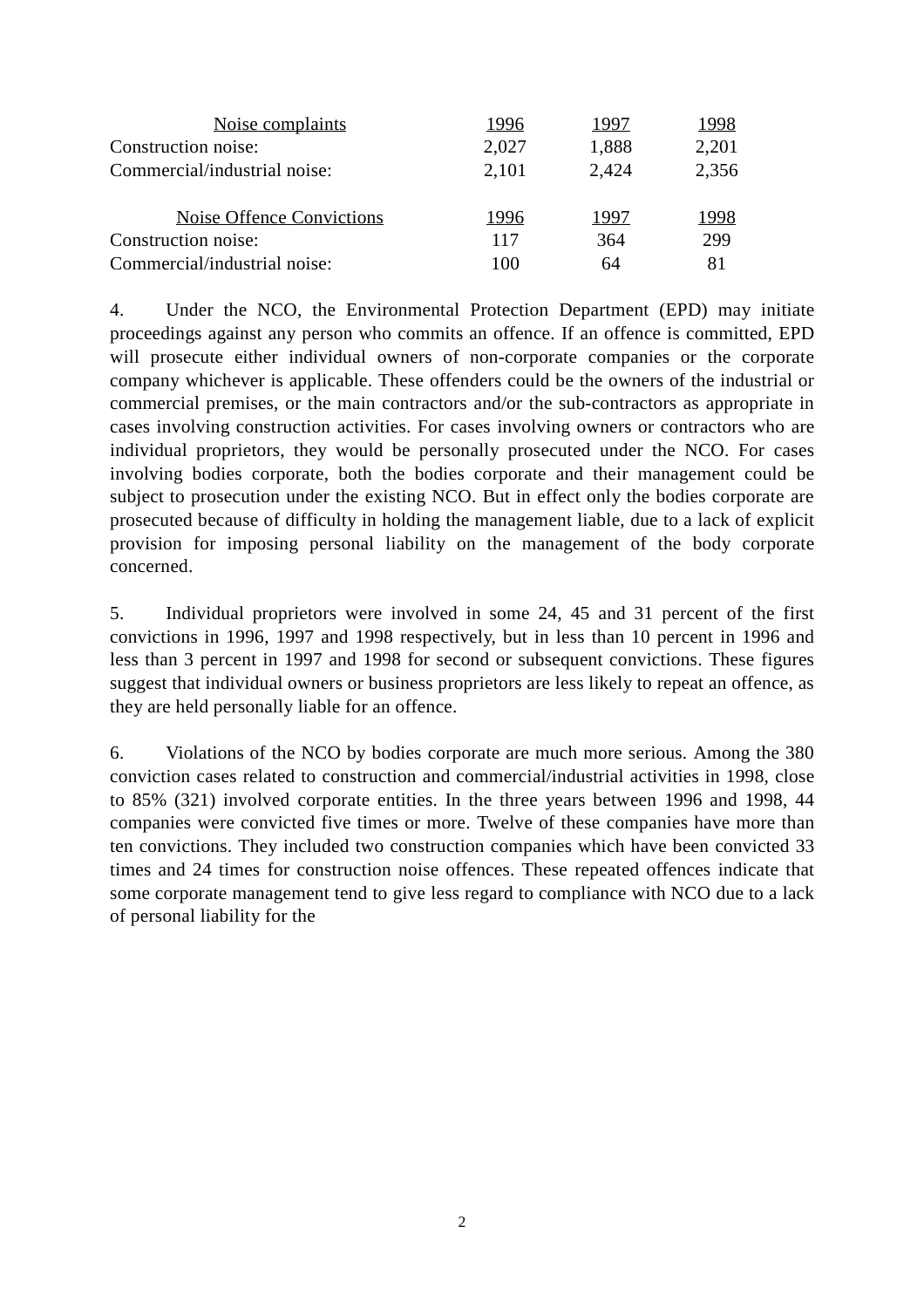| Noise complaints | 1996 | 1997 | 1998 |
|---|---|---|---|
| Construction noise: | 2,027 | 1,888 | 2,201 |
| Commercial/industrial noise: | 2,101 | 2,424 | 2,356 |

| Noise Offence Convictions | 1996 | 1997 | 1998 |
|---|---|---|---|
| Construction noise: | 117 | 364 | 299 |
| Commercial/industrial noise: | 100 | 64 | 81 |

4. Under the NCO, the Environmental Protection Department (EPD) may initiate proceedings against any person who commits an offence. If an offence is committed, EPD will prosecute either individual owners of non-corporate companies or the corporate company whichever is applicable. These offenders could be the owners of the industrial or commercial premises, or the main contractors and/or the sub-contractors as appropriate in cases involving construction activities. For cases involving owners or contractors who are individual proprietors, they would be personally prosecuted under the NCO. For cases involving bodies corporate, both the bodies corporate and their management could be subject to prosecution under the existing NCO. But in effect only the bodies corporate are prosecuted because of difficulty in holding the management liable, due to a lack of explicit provision for imposing personal liability on the management of the body corporate concerned.

5. Individual proprietors were involved in some 24, 45 and 31 percent of the first convictions in 1996, 1997 and 1998 respectively, but in less than 10 percent in 1996 and less than 3 percent in 1997 and 1998 for second or subsequent convictions. These figures suggest that individual owners or business proprietors are less likely to repeat an offence, as they are held personally liable for an offence.

6. Violations of the NCO by bodies corporate are much more serious. Among the 380 conviction cases related to construction and commercial/industrial activities in 1998, close to 85% (321) involved corporate entities. In the three years between 1996 and 1998, 44 companies were convicted five times or more. Twelve of these companies have more than ten convictions. They included two construction companies which have been convicted 33 times and 24 times for construction noise offences. These repeated offences indicate that some corporate management tend to give less regard to compliance with NCO due to a lack of personal liability for the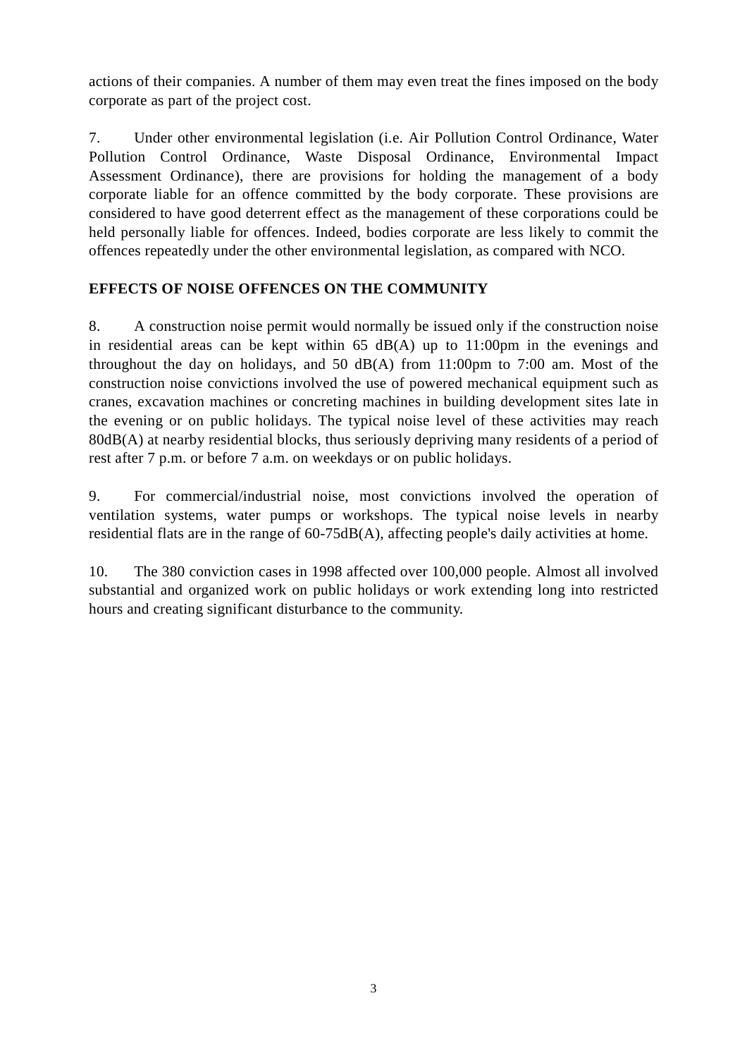actions of their companies. A number of them may even treat the fines imposed on the body corporate as part of the project cost.

7. Under other environmental legislation (i.e. Air Pollution Control Ordinance, Water Pollution Control Ordinance, Waste Disposal Ordinance, Environmental Impact Assessment Ordinance), there are provisions for holding the management of a body corporate liable for an offence committed by the body corporate. These provisions are considered to have good deterrent effect as the management of these corporations could be held personally liable for offences. Indeed, bodies corporate are less likely to commit the offences repeatedly under the other environmental legislation, as compared with NCO.

**EFFECTS OF NOISE OFFENCES ON THE COMMUNITY**

8. A construction noise permit would normally be issued only if the construction noise in residential areas can be kept within 65 dB(A) up to 11:00pm in the evenings and throughout the day on holidays, and 50 dB(A) from 11:00pm to 7:00 am. Most of the construction noise convictions involved the use of powered mechanical equipment such as cranes, excavation machines or concreting machines in building development sites late in the evening or on public holidays. The typical noise level of these activities may reach 80dB(A) at nearby residential blocks, thus seriously depriving many residents of a period of rest after 7 p.m. or before 7 a.m. on weekdays or on public holidays.

9. For commercial/industrial noise, most convictions involved the operation of ventilation systems, water pumps or workshops. The typical noise levels in nearby residential flats are in the range of 60-75dB(A), affecting people's daily activities at home.

10. The 380 conviction cases in 1998 affected over 100,000 people. Almost all involved substantial and organized work on public holidays or work extending long into restricted hours and creating significant disturbance to the community.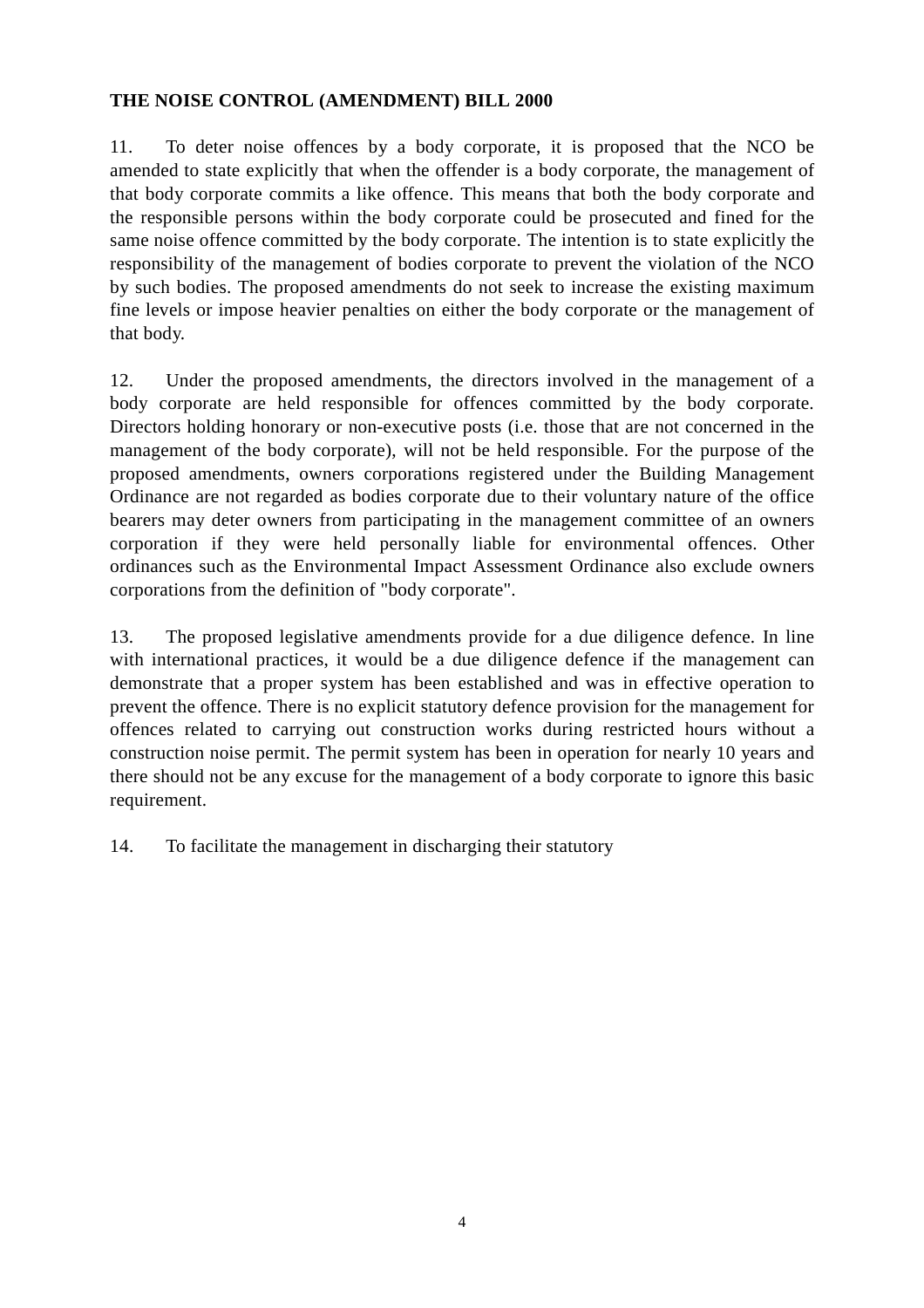**THE NOISE CONTROL (AMENDMENT) BILL 2000**

11. To deter noise offences by a body corporate, it is proposed that the NCO be amended to state explicitly that when the offender is a body corporate, the management of that body corporate commits a like offence. This means that both the body corporate and the responsible persons within the body corporate could be prosecuted and fined for the same noise offence committed by the body corporate. The intention is to state explicitly the responsibility of the management of bodies corporate to prevent the violation of the NCO by such bodies. The proposed amendments do not seek to increase the existing maximum fine levels or impose heavier penalties on either the body corporate or the management of that body.

12. Under the proposed amendments, the directors involved in the management of a body corporate are held responsible for offences committed by the body corporate. Directors holding honorary or non-executive posts (i.e. those that are not concerned in the management of the body corporate), will not be held responsible. For the purpose of the proposed amendments, owners corporations registered under the Building Management Ordinance are not regarded as bodies corporate due to their voluntary nature of the office bearers may deter owners from participating in the management committee of an owners corporation if they were held personally liable for environmental offences. Other ordinances such as the Environmental Impact Assessment Ordinance also exclude owners corporations from the definition of "body corporate".

13. The proposed legislative amendments provide for a due diligence defence. In line with international practices, it would be a due diligence defence if the management can demonstrate that a proper system has been established and was in effective operation to prevent the offence. There is no explicit statutory defence provision for the management for offences related to carrying out construction works during restricted hours without a construction noise permit. The permit system has been in operation for nearly 10 years and there should not be any excuse for the management of a body corporate to ignore this basic requirement.

14. To facilitate the management in discharging their statutory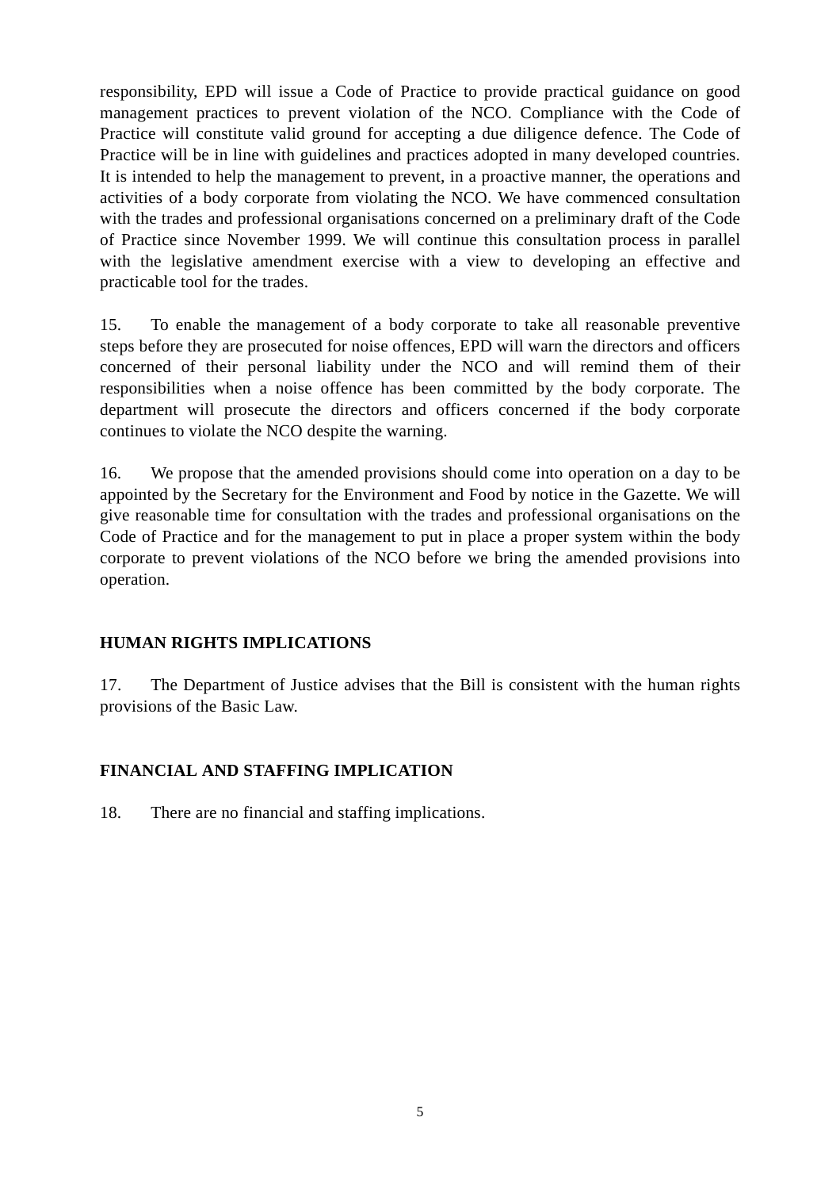responsibility, EPD will issue a Code of Practice to provide practical guidance on good management practices to prevent violation of the NCO. Compliance with the Code of Practice will constitute valid ground for accepting a due diligence defence. The Code of Practice will be in line with guidelines and practices adopted in many developed countries. It is intended to help the management to prevent, in a proactive manner, the operations and activities of a body corporate from violating the NCO. We have commenced consultation with the trades and professional organisations concerned on a preliminary draft of the Code of Practice since November 1999. We will continue this consultation process in parallel with the legislative amendment exercise with a view to developing an effective and practicable tool for the trades.

15. To enable the management of a body corporate to take all reasonable preventive steps before they are prosecuted for noise offences, EPD will warn the directors and officers concerned of their personal liability under the NCO and will remind them of their responsibilities when a noise offence has been committed by the body corporate. The department will prosecute the directors and officers concerned if the body corporate continues to violate the NCO despite the warning.

16. We propose that the amended provisions should come into operation on a day to be appointed by the Secretary for the Environment and Food by notice in the Gazette. We will give reasonable time for consultation with the trades and professional organisations on the Code of Practice and for the management to put in place a proper system within the body corporate to prevent violations of the NCO before we bring the amended provisions into operation.

## HUMAN RIGHTS IMPLICATIONS

17. The Department of Justice advises that the Bill is consistent with the human rights provisions of the Basic Law.

## FINANCIAL AND STAFFING IMPLICATION

18. There are no financial and staffing implications.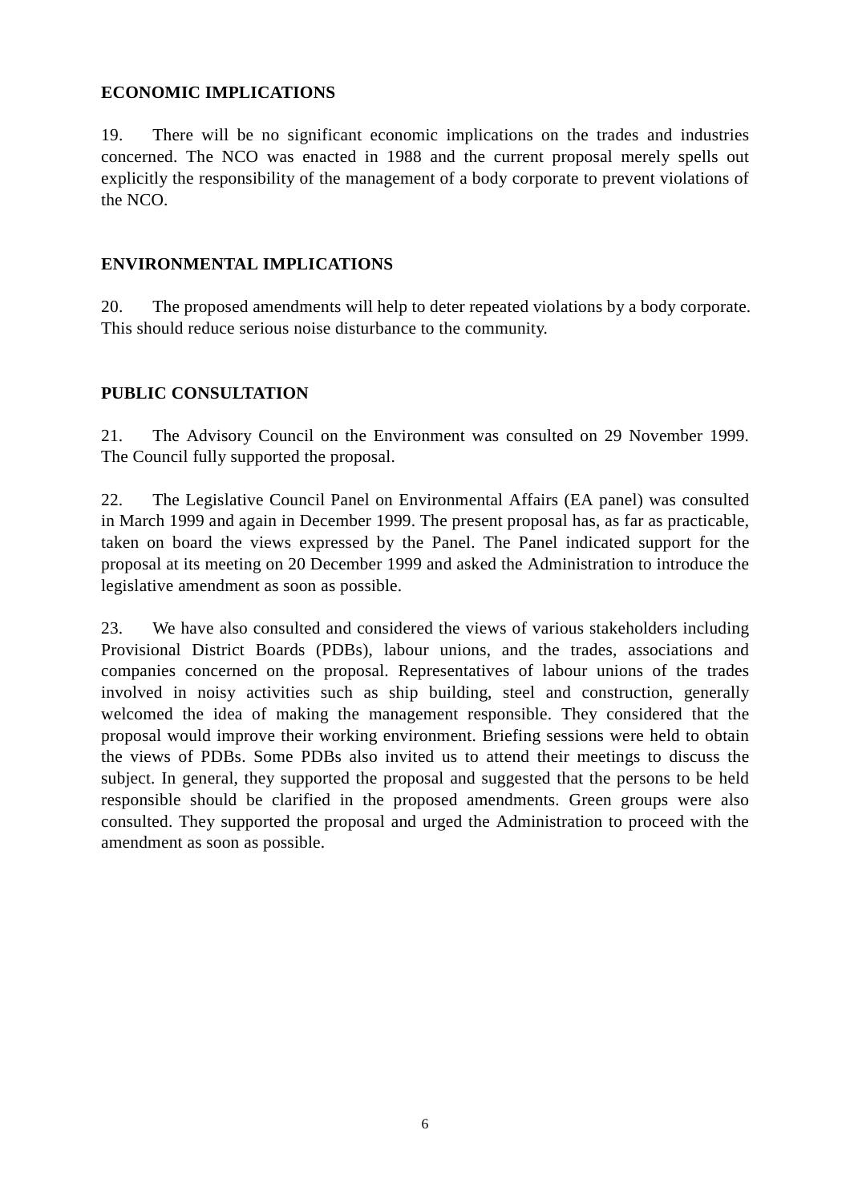**ECONOMIC IMPLICATIONS**

19. There will be no significant economic implications on the trades and industries concerned. The NCO was enacted in 1988 and the current proposal merely spells out explicitly the responsibility of the management of a body corporate to prevent violations of the NCO.

**ENVIRONMENTAL IMPLICATIONS**

20. The proposed amendments will help to deter repeated violations by a body corporate. This should reduce serious noise disturbance to the community.

**PUBLIC CONSULTATION**

21. The Advisory Council on the Environment was consulted on 29 November 1999. The Council fully supported the proposal.

22. The Legislative Council Panel on Environmental Affairs (EA panel) was consulted in March 1999 and again in December 1999. The present proposal has, as far as practicable, taken on board the views expressed by the Panel. The Panel indicated support for the proposal at its meeting on 20 December 1999 and asked the Administration to introduce the legislative amendment as soon as possible.

23. We have also consulted and considered the views of various stakeholders including Provisional District Boards (PDBs), labour unions, and the trades, associations and companies concerned on the proposal. Representatives of labour unions of the trades involved in noisy activities such as ship building, steel and construction, generally welcomed the idea of making the management responsible. They considered that the proposal would improve their working environment. Briefing sessions were held to obtain the views of PDBs. Some PDBs also invited us to attend their meetings to discuss the subject. In general, they supported the proposal and suggested that the persons to be held responsible should be clarified in the proposed amendments. Green groups were also consulted. They supported the proposal and urged the Administration to proceed with the amendment as soon as possible.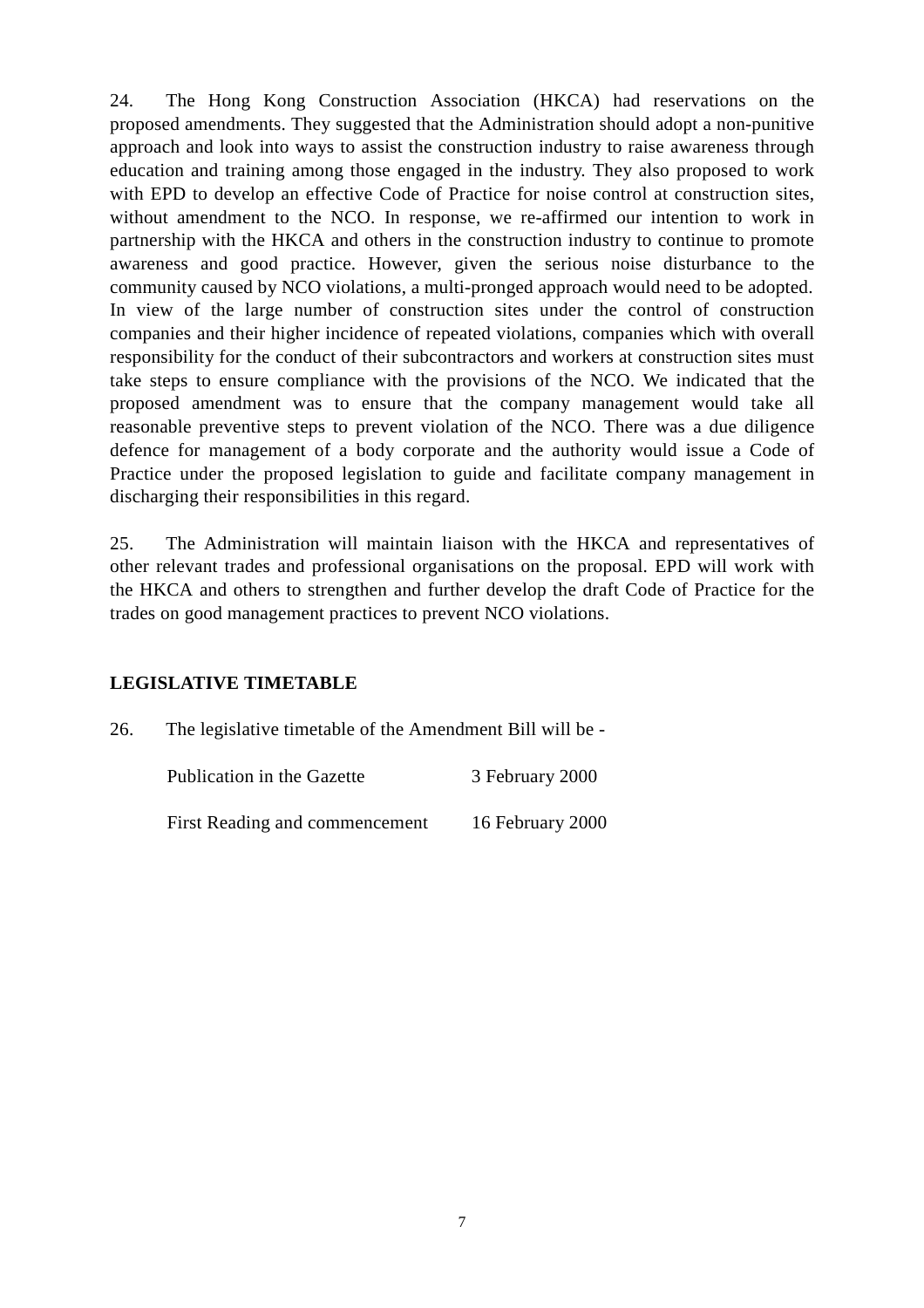24. The Hong Kong Construction Association (HKCA) had reservations on the proposed amendments. They suggested that the Administration should adopt a non-punitive approach and look into ways to assist the construction industry to raise awareness through education and training among those engaged in the industry. They also proposed to work with EPD to develop an effective Code of Practice for noise control at construction sites, without amendment to the NCO. In response, we re-affirmed our intention to work in partnership with the HKCA and others in the construction industry to continue to promote awareness and good practice. However, given the serious noise disturbance to the community caused by NCO violations, a multi-pronged approach would need to be adopted. In view of the large number of construction sites under the control of construction companies and their higher incidence of repeated violations, companies which with overall responsibility for the conduct of their subcontractors and workers at construction sites must take steps to ensure compliance with the provisions of the NCO. We indicated that the proposed amendment was to ensure that the company management would take all reasonable preventive steps to prevent violation of the NCO. There was a due diligence defence for management of a body corporate and the authority would issue a Code of Practice under the proposed legislation to guide and facilitate company management in discharging their responsibilities in this regard.

25. The Administration will maintain liaison with the HKCA and representatives of other relevant trades and professional organisations on the proposal. EPD will work with the HKCA and others to strengthen and further develop the draft Code of Practice for the trades on good management practices to prevent NCO violations.

## LEGISLATIVE TIMETABLE

26. The legislative timetable of the Amendment Bill will be -

| | |
|---|---|
| Publication in the Gazette | 3 February 2000 |
| First Reading and commencement | 16 February 2000 |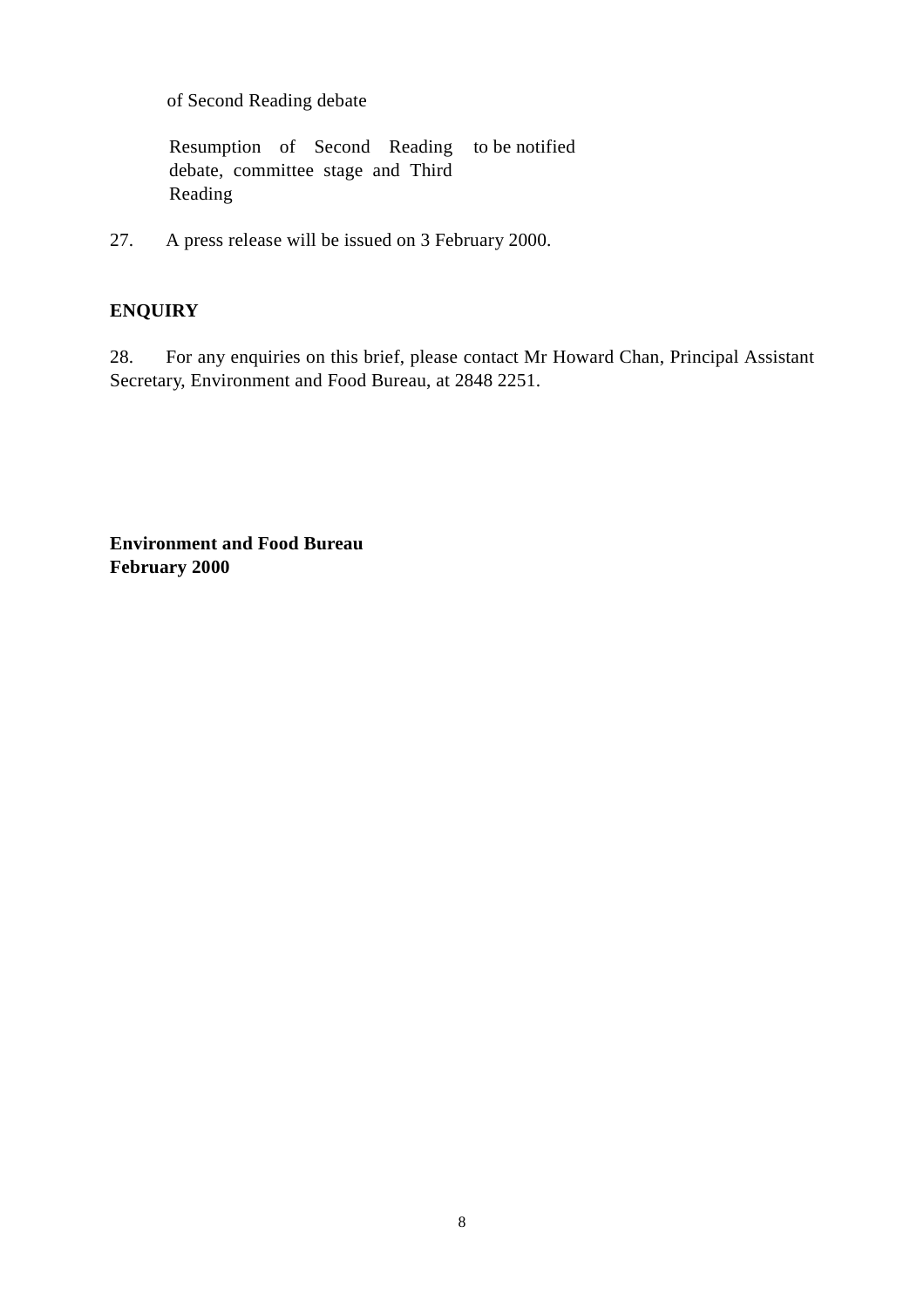| | |
|---|---|
| of Second Reading debate | |
| Resumption of Second Reading debate, committee stage and Third Reading | to be notified |

27. A press release will be issued on 3 February 2000.

**ENQUIRY**

28. For any enquiries on this brief, please contact Mr Howard Chan, Principal Assistant Secretary, Environment and Food Bureau, at 2848 2251.

**Environment and Food Bureau**
**February 2000**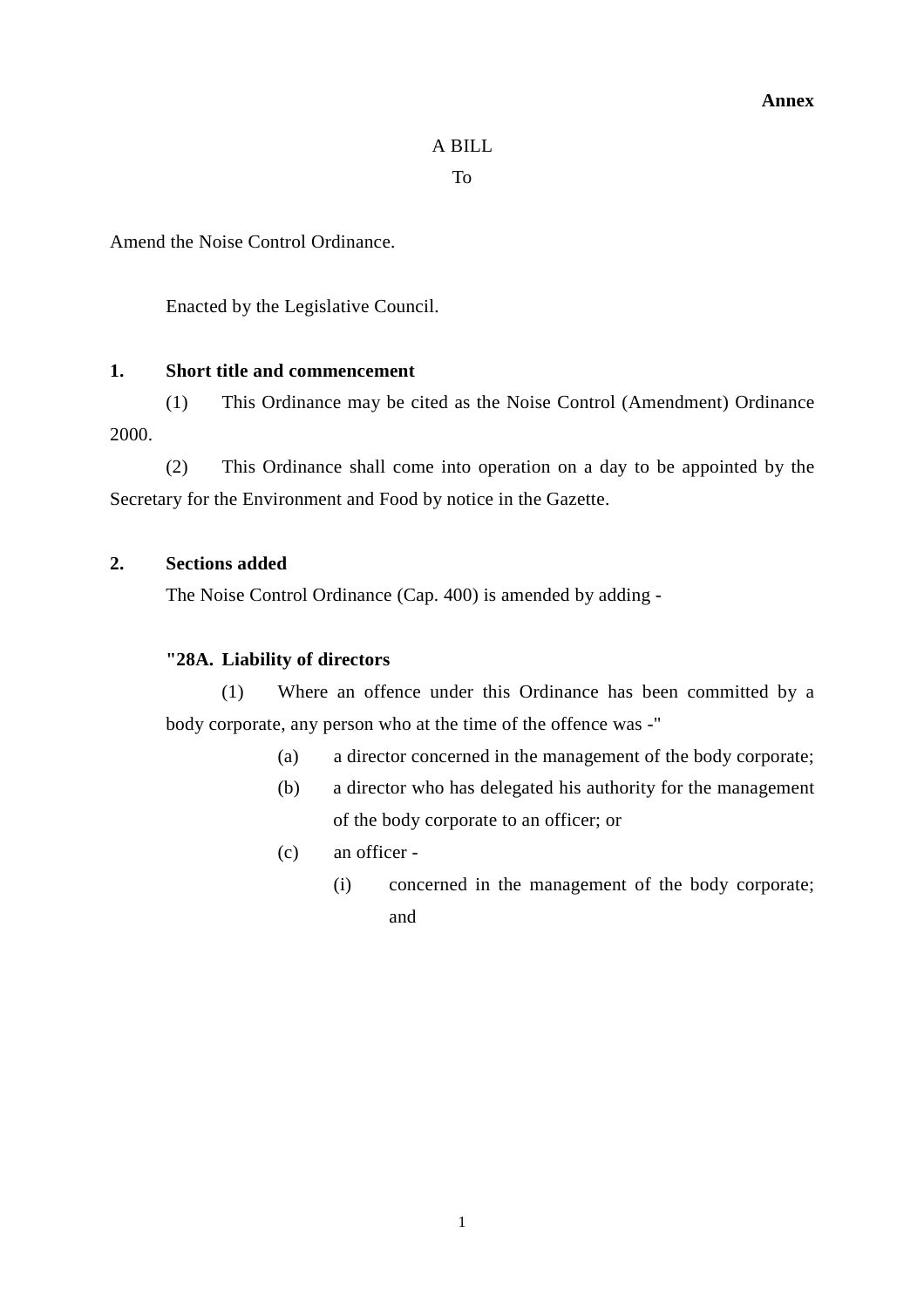**Annex**

A BILL

To

Amend the Noise Control Ordinance.

Enacted by the Legislative Council.

**1. Short title and commencement**

(1) This Ordinance may be cited as the Noise Control (Amendment) Ordinance 2000.

(2) This Ordinance shall come into operation on a day to be appointed by the Secretary for the Environment and Food by notice in the Gazette.

**2. Sections added**

The Noise Control Ordinance (Cap. 400) is amended by adding -

**"28A. Liability of directors**

(1) Where an offence under this Ordinance has been committed by a body corporate, any person who at the time of the offence was -"

(a) a director concerned in the management of the body corporate;

(b) a director who has delegated his authority for the management of the body corporate to an officer; or

(c) an officer -

(i) concerned in the management of the body corporate; and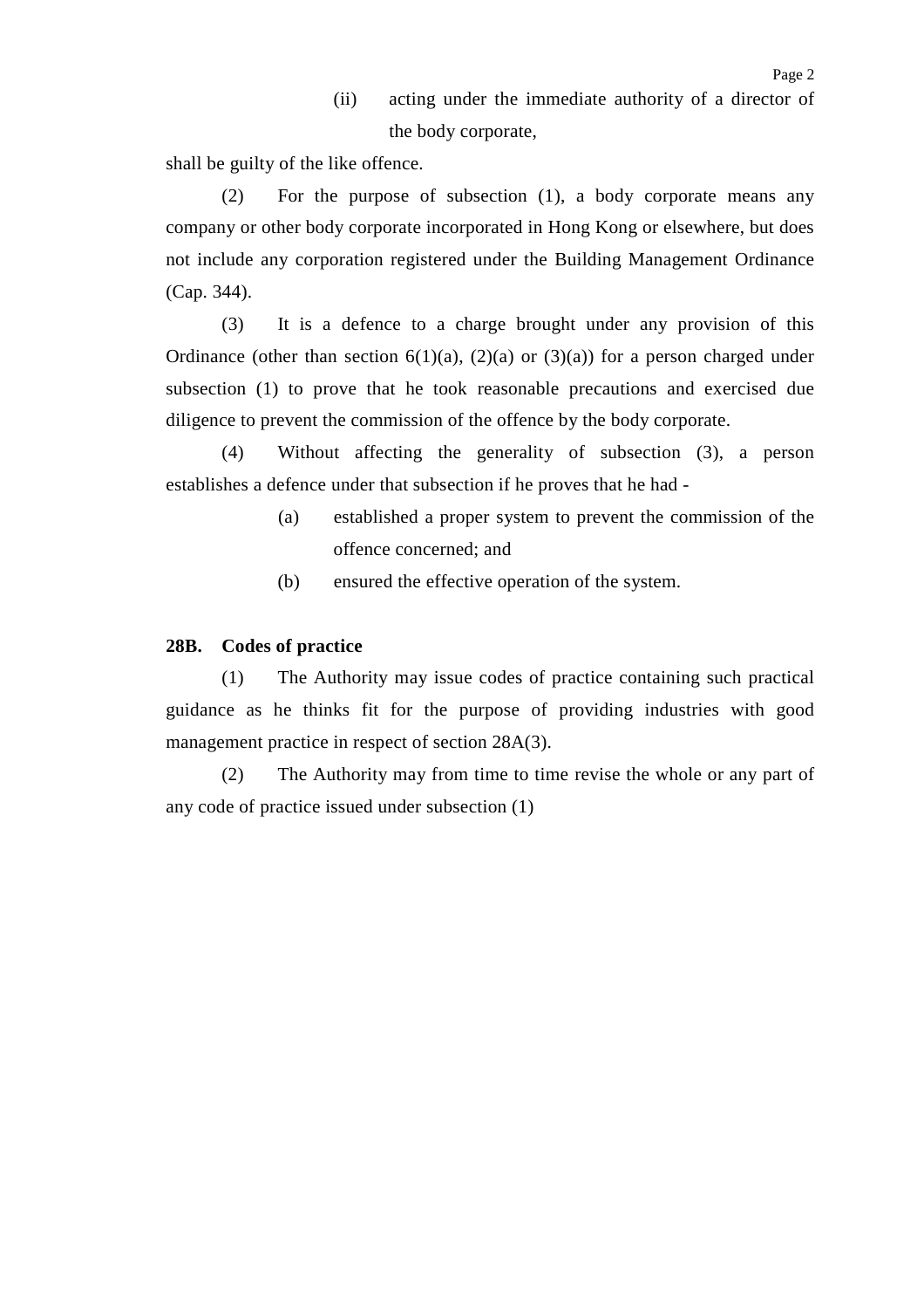(ii) acting under the immediate authority of a director of the body corporate,

shall be guilty of the like offence.

(2) For the purpose of subsection (1), a body corporate means any company or other body corporate incorporated in Hong Kong or elsewhere, but does not include any corporation registered under the Building Management Ordinance (Cap. 344).

(3) It is a defence to a charge brought under any provision of this Ordinance (other than section 6(1)(a), (2)(a) or (3)(a)) for a person charged under subsection (1) to prove that he took reasonable precautions and exercised due diligence to prevent the commission of the offence by the body corporate.

(4) Without affecting the generality of subsection (3), a person establishes a defence under that subsection if he proves that he had -

(a) established a proper system to prevent the commission of the offence concerned; and

(b) ensured the effective operation of the system.

**28B. Codes of practice**

(1) The Authority may issue codes of practice containing such practical guidance as he thinks fit for the purpose of providing industries with good management practice in respect of section 28A(3).

(2) The Authority may from time to time revise the whole or any part of any code of practice issued under subsection (1)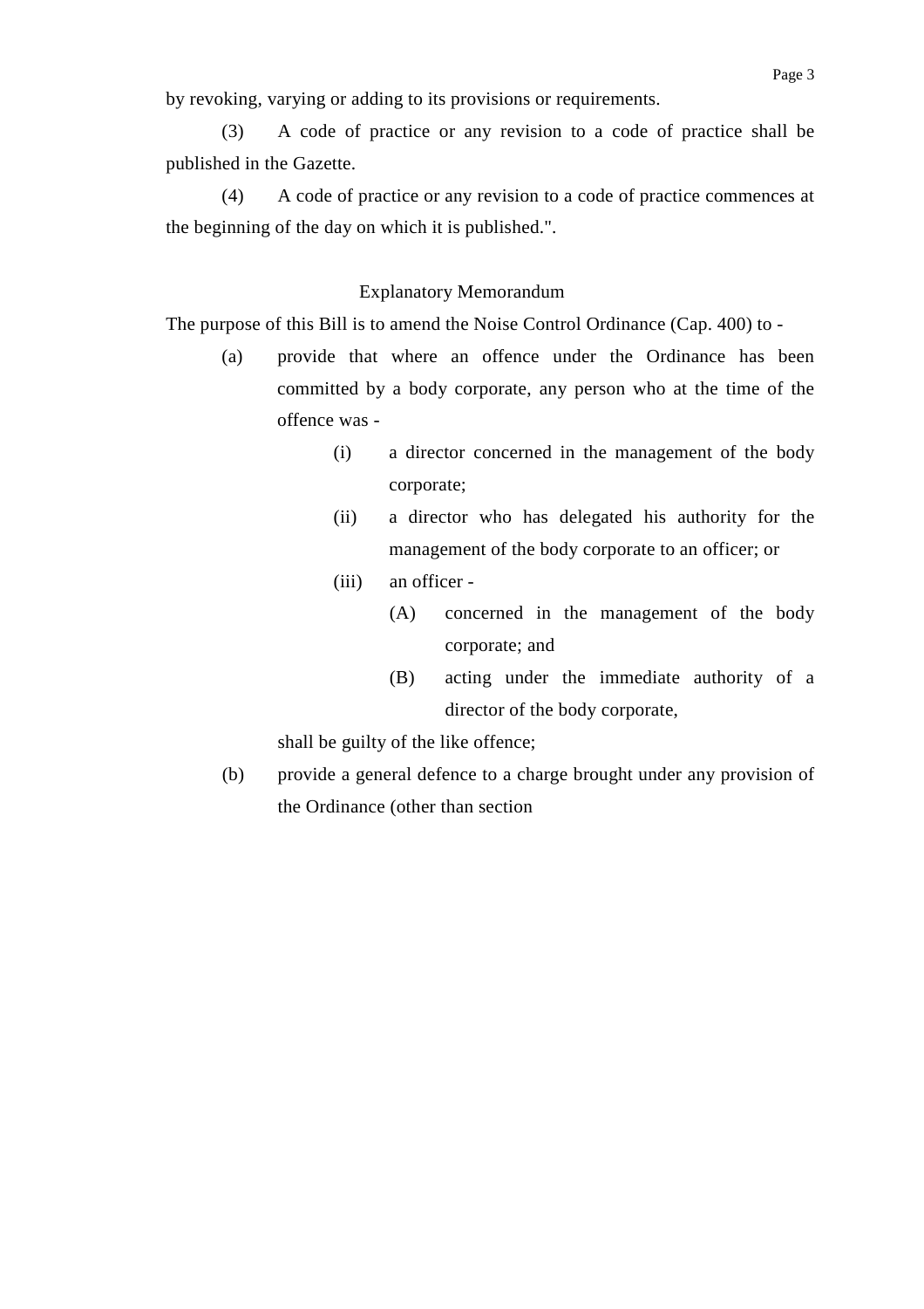by revoking, varying or adding to its provisions or requirements.

(3) A code of practice or any revision to a code of practice shall be published in the Gazette.

(4) A code of practice or any revision to a code of practice commences at the beginning of the day on which it is published.".

## Explanatory Memorandum

The purpose of this Bill is to amend the Noise Control Ordinance (Cap. 400) to -

(a) provide that where an offence under the Ordinance has been committed by a body corporate, any person who at the time of the offence was -

  (i) a director concerned in the management of the body corporate;

  (ii) a director who has delegated his authority for the management of the body corporate to an officer; or

  (iii) an officer -

    (A) concerned in the management of the body corporate; and

    (B) acting under the immediate authority of a director of the body corporate,

  shall be guilty of the like offence;

(b) provide a general defence to a charge brought under any provision of the Ordinance (other than section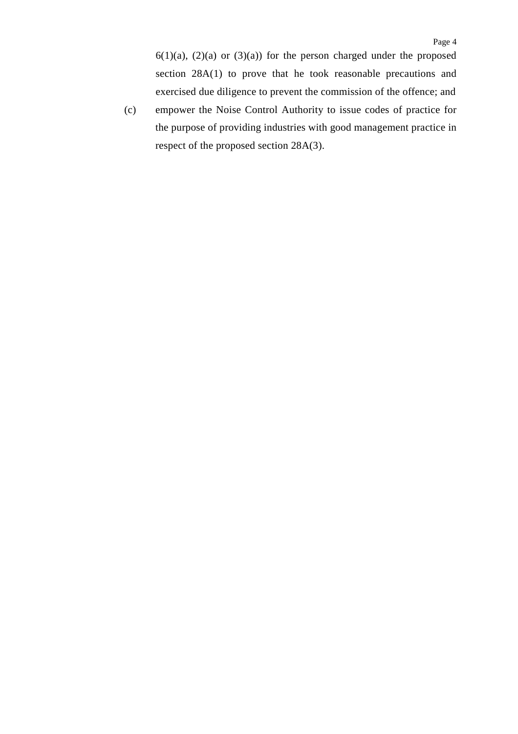6(1)(a), (2)(a) or (3)(a)) for the person charged under the proposed section 28A(1) to prove that he took reasonable precautions and exercised due diligence to prevent the commission of the offence; and

(c) empower the Noise Control Authority to issue codes of practice for the purpose of providing industries with good management practice in respect of the proposed section 28A(3).